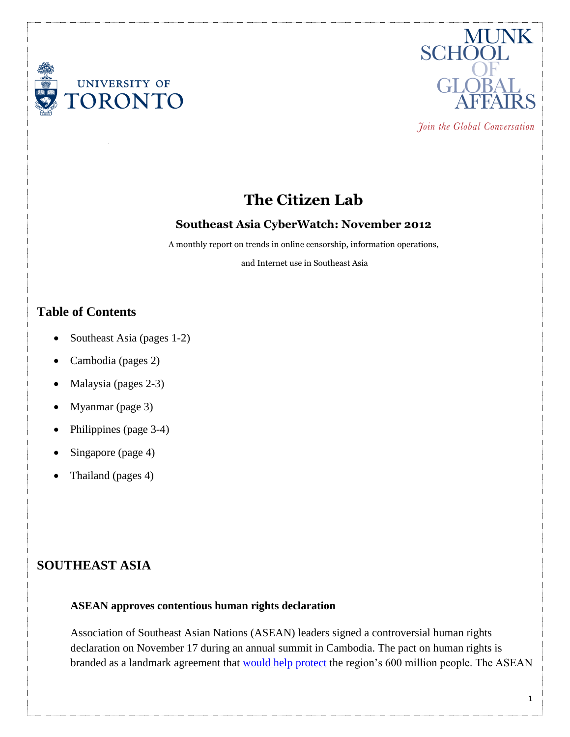# The Citizen Lab

## Southeast Asia CyberWatch: November 2012

A monthly report on trends in online censorship, information operations, and Internet use in Southeast Asia

## Table of Contents

- Southeast Asia (pages 1-2)
- Cambodia (pages 2)
- Malaysia (pages 2-3)
- Myanmar (page 3)
- Philippines (page 3-4)
- Singapore (page 4)
- Thailand (pages 4)

## SOUTHEAST ASIA

### ASEAN approves contentious human rights declaration

Association of Southeast Asian Nations (ASEAN) leaders signed a controversial human rights declaration on November 17 during an annual summit in Cambodia. The pact on human rights is branded as a landmark agreement that would help protect the region's 600 million people. The ASEAN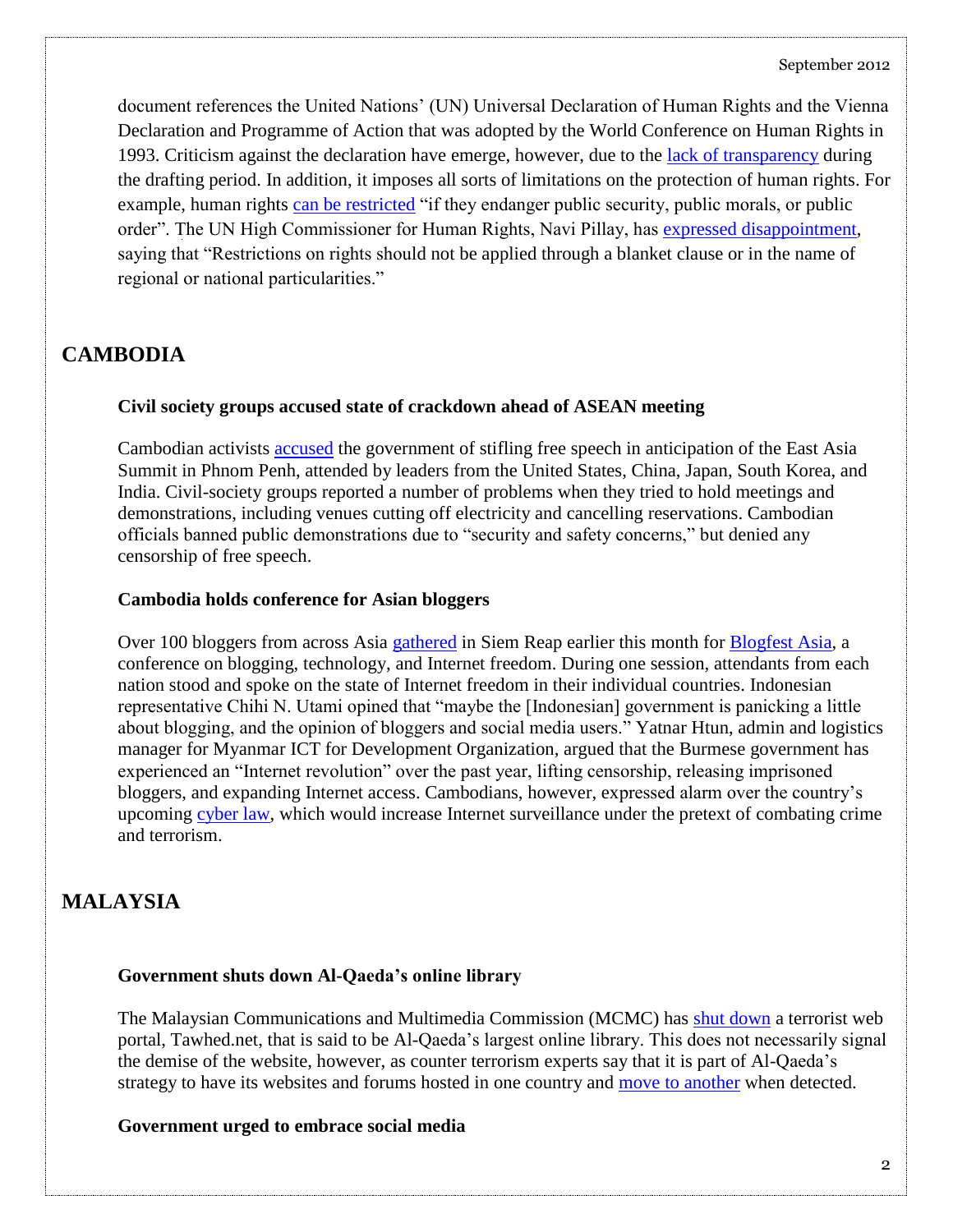document references the United Nations' (UN) Universal Declaration of Human Rights and the Vienna Declaration and Programme of Action that was adopted by the World Conference on Human Rights in 1993. Criticism against the declaration have emerge, however, due to the lack of transparency during the drafting period. In addition, it imposes all sorts of limitations on the protection of human rights. For example, human rights can be restricted "if they endanger public security, public morals, or public order". The UN High Commissioner for Human Rights, Navi Pillay, has expressed disappointment, saying that "Restrictions on rights should not be applied through a blanket clause or in the name of regional or national particularities."

## CAMBODIA

### Civil society groups accused state of crackdown ahead of ASEAN meeting

Cambodian activists accused the government of stifling free speech in anticipation of the East Asia Summit in Phnom Penh, attended by leaders from the United States, China, Japan, South Korea, and India. Civil-society groups reported a number of problems when they tried to hold meetings and demonstrations, including venues cutting off electricity and cancelling reservations. Cambodian officials banned public demonstrations due to "security and safety concerns," but denied any censorship of free speech.

### Cambodia holds conference for Asian bloggers

Over 100 bloggers from across Asia gathered in Siem Reap earlier this month for Blogfest Asia, a conference on blogging, technology, and Internet freedom. During one session, attendants from each nation stood and spoke on the state of Internet freedom in their individual countries. Indonesian representative Chihi N. Utami opined that "maybe the [Indonesian] government is panicking a little about blogging, and the opinion of bloggers and social media users." Yatnar Htun, admin and logistics manager for Myanmar ICT for Development Organization, argued that the Burmese government has experienced an "Internet revolution" over the past year, lifting censorship, releasing imprisoned bloggers, and expanding Internet access. Cambodians, however, expressed alarm over the country's upcoming cyber law, which would increase Internet surveillance under the pretext of combating crime and terrorism.

## MALAYSIA

### Government shuts down Al-Qaeda's online library

The Malaysian Communications and Multimedia Commission (MCMC) has shut down a terrorist web portal, Tawhed.net, that is said to be Al-Qaeda's largest online library. This does not necessarily signal the demise of the website, however, as counter terrorism experts say that it is part of Al-Qaeda's strategy to have its websites and forums hosted in one country and move to another when detected.

### Government urged to embrace social media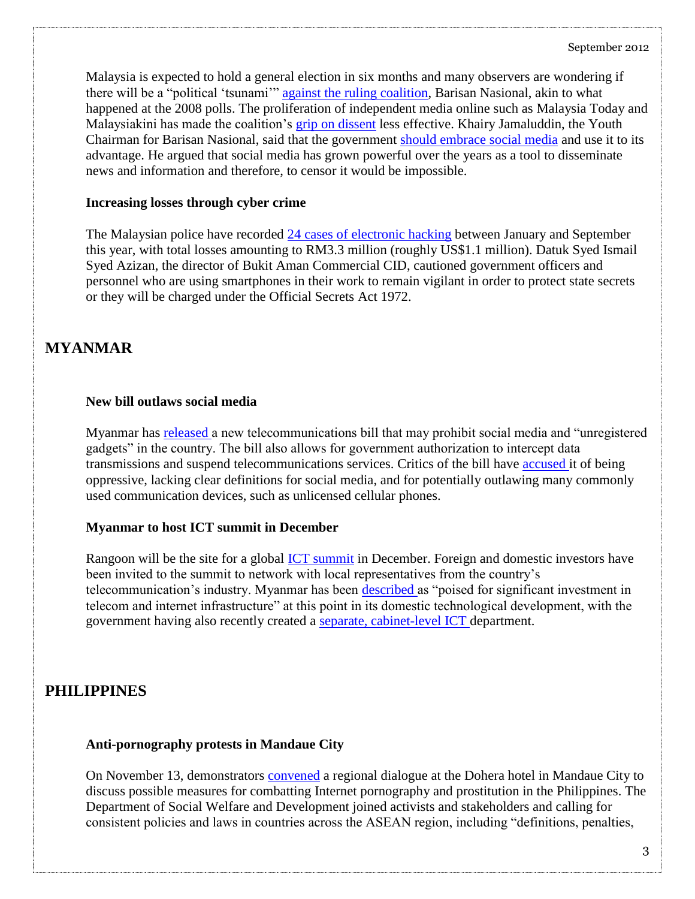Malaysia is expected to hold a general election in six months and many observers are wondering if there will be a "political 'tsunami'" against the ruling coalition, Barisan Nasional, akin to what happened at the 2008 polls. The proliferation of independent media online such as Malaysia Today and Malaysiakini has made the coalition's grip on dissent less effective. Khairy Jamaluddin, the Youth Chairman for Barisan Nasional, said that the government should embrace social media and use it to its advantage. He argued that social media has grown powerful over the years as a tool to disseminate news and information and therefore, to censor it would be impossible.

### Increasing losses through cyber crime

The Malaysian police have recorded 24 cases of electronic hacking between January and September this year, with total losses amounting to RM3.3 million (roughly US$1.1 million). Datuk Syed Ismail Syed Azizan, the director of Bukit Aman Commercial CID, cautioned government officers and personnel who are using smartphones in their work to remain vigilant in order to protect state secrets or they will be charged under the Official Secrets Act 1972.

## MYANMAR

### New bill outlaws social media

Myanmar has released a new telecommunications bill that may prohibit social media and "unregistered gadgets" in the country. The bill also allows for government authorization to intercept data transmissions and suspend telecommunications services. Critics of the bill have accused it of being oppressive, lacking clear definitions for social media, and for potentially outlawing many commonly used communication devices, such as unlicensed cellular phones.

### Myanmar to host ICT summit in December

Rangoon will be the site for a global ICT summit in December. Foreign and domestic investors have been invited to the summit to network with local representatives from the country's telecommunication's industry. Myanmar has been described as "poised for significant investment in telecom and internet infrastructure" at this point in its domestic technological development, with the government having also recently created a separate, cabinet-level ICT department.

## PHILIPPINES

### Anti-pornography protests in Mandaue City

On November 13, demonstrators convened a regional dialogue at the Dohera hotel in Mandaue City to discuss possible measures for combatting Internet pornography and prostitution in the Philippines. The Department of Social Welfare and Development joined activists and stakeholders and calling for consistent policies and laws in countries across the ASEAN region, including "definitions, penalties,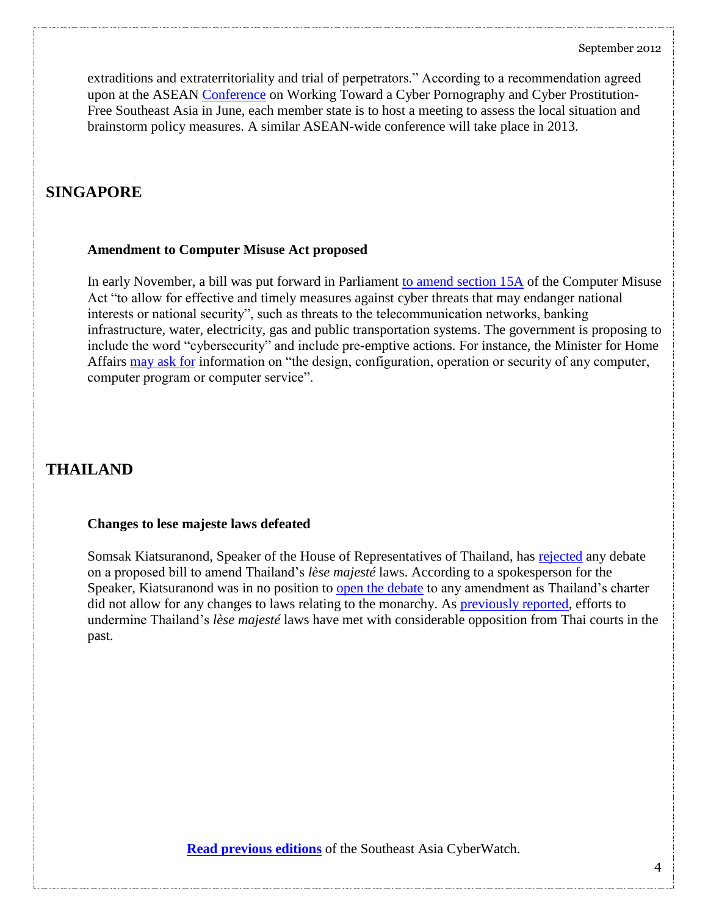extraditions and extraterritoriality and trial of perpetrators." According to a recommendation agreed upon at the ASEAN Conference on Working Toward a Cyber Pornography and Cyber Prostitution-Free Southeast Asia in June, each member state is to host a meeting to assess the local situation and brainstorm policy measures. A similar ASEAN-wide conference will take place in 2013.

## SINGAPORE

### Amendment to Computer Misuse Act proposed

In early November, a bill was put forward in Parliament to amend section 15A of the Computer Misuse Act "to allow for effective and timely measures against cyber threats that may endanger national interests or national security", such as threats to the telecommunication networks, banking infrastructure, water, electricity, gas and public transportation systems. The government is proposing to include the word "cybersecurity" and include pre-emptive actions. For instance, the Minister for Home Affairs may ask for information on "the design, configuration, operation or security of any computer, computer program or computer service".

## THAILAND

### Changes to lese majeste laws defeated

Somsak Kiatsuranond, Speaker of the House of Representatives of Thailand, has rejected any debate on a proposed bill to amend Thailand's *lèse majesté* laws. According to a spokesperson for the Speaker, Kiatsuranond was in no position to open the debate to any amendment as Thailand's charter did not allow for any changes to laws relating to the monarchy. As previously reported, efforts to undermine Thailand's *lèse majesté* laws have met with considerable opposition from Thai courts in the past.

**Read previous editions** of the Southeast Asia CyberWatch.